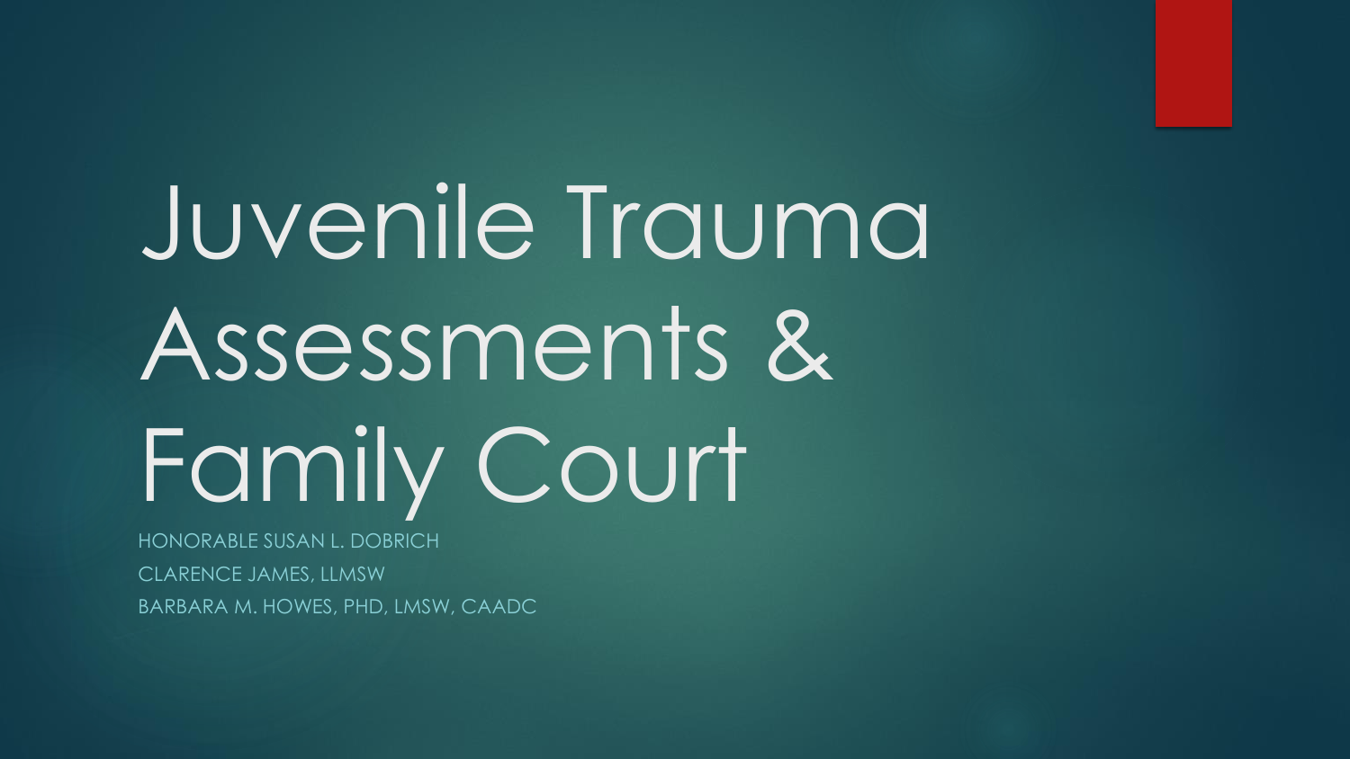# Juvenile Trauma Assessments & Family Court

HONORABLE SUSAN L. DOBRICH

CLARENCE JAMES, LLMSW

BARBARA M. HOWES, PHD, LMSW, CAADC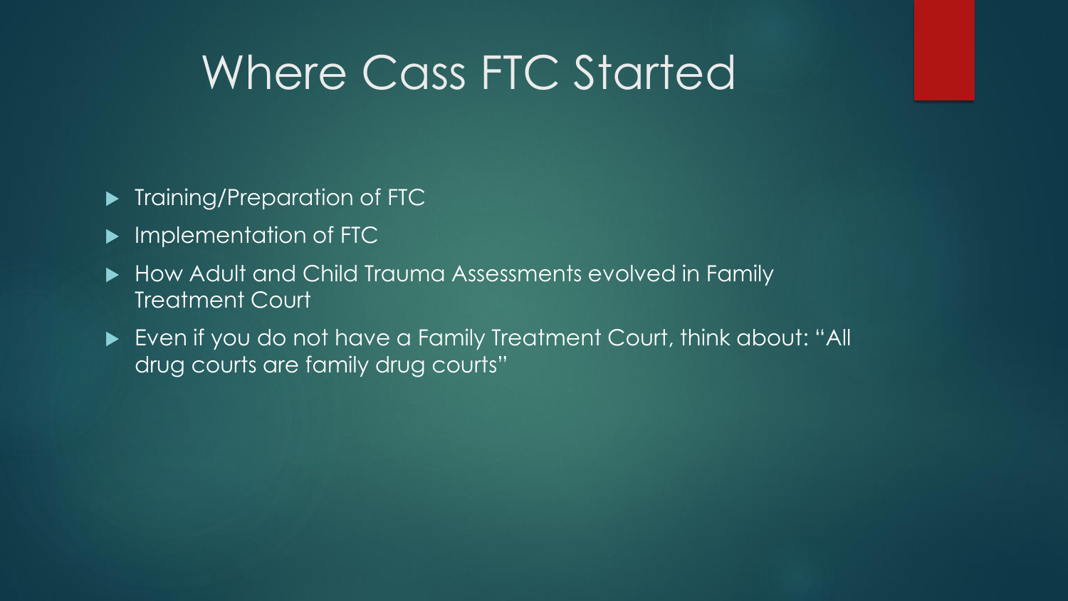# Where Cass FTC Started

- Training/Preparation of FTC
- Implementation of FTC
- How Adult and Child Trauma Assessments evolved in Family Treatment Court
- Even if you do not have a Family Treatment Court, think about: "All drug courts are family drug courts"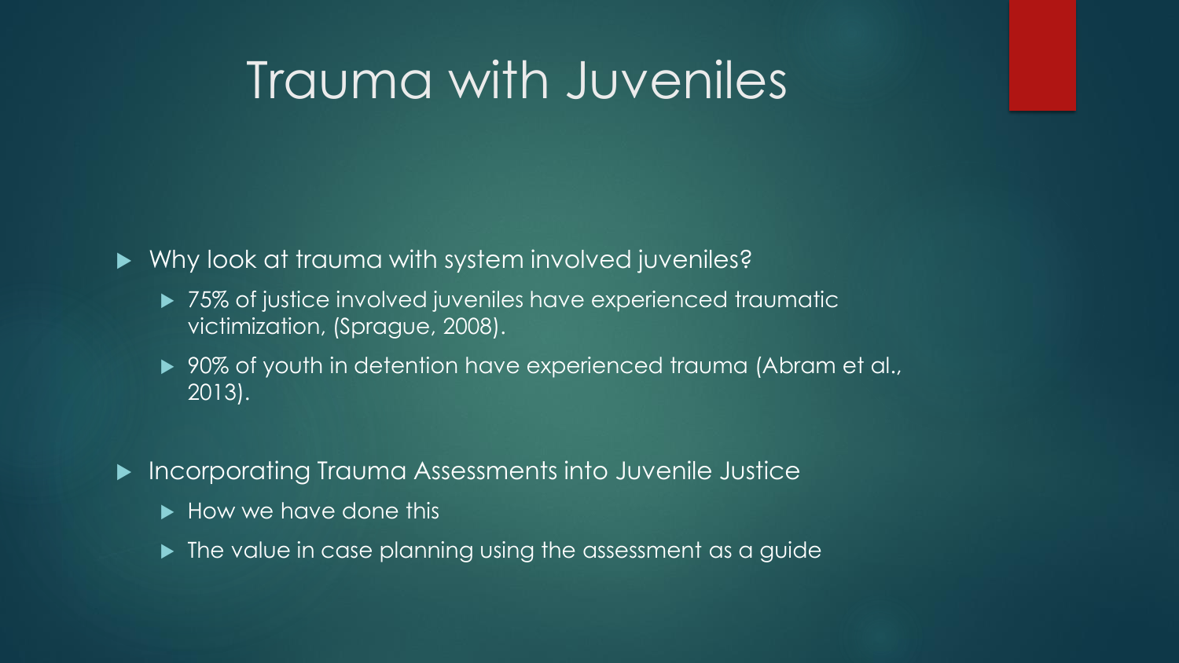# Trauma with Juveniles

- Why look at trauma with system involved juveniles?
  - 75% of justice involved juveniles have experienced traumatic victimization, (Sprague, 2008).
  - 90% of youth in detention have experienced trauma (Abram et al., 2013).
- Incorporating Trauma Assessments into Juvenile Justice
  - How we have done this
  - The value in case planning using the assessment as a guide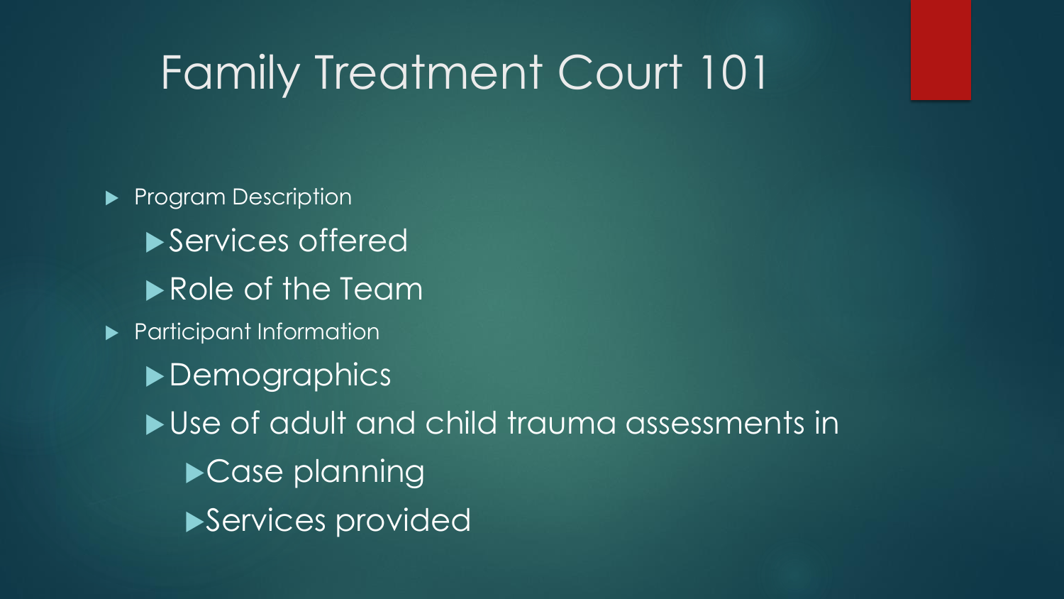# Family Treatment Court 101

- Program Description
  - Services offered
  - Role of the Team
- Participant Information
  - Demographics
  - Use of adult and child trauma assessments in
    - Case planning
    - Services provided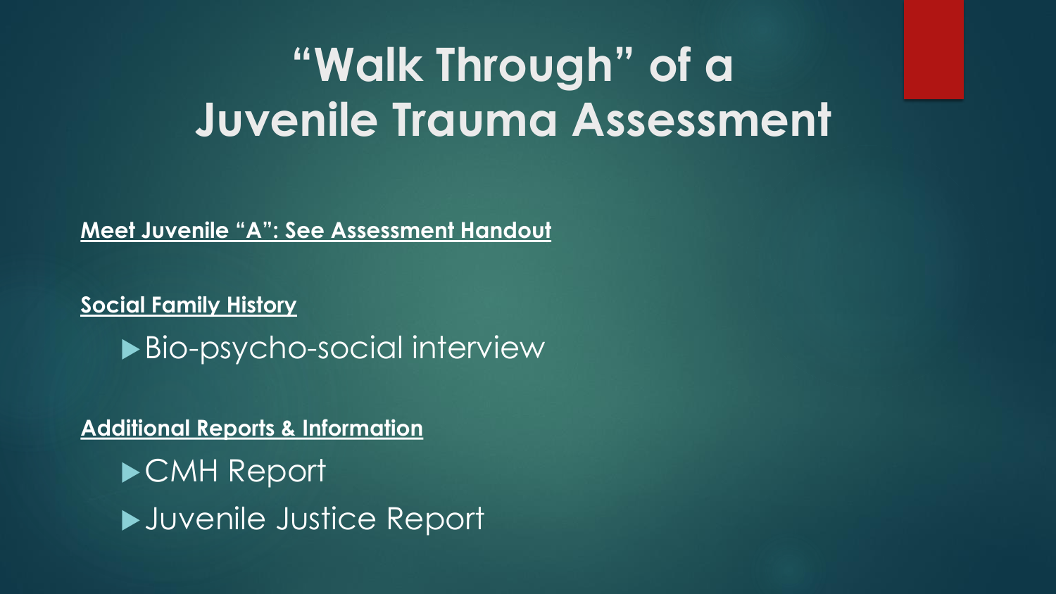# "Walk Through" of a Juvenile Trauma Assessment

**Meet Juvenile "A": See Assessment Handout**

**Social Family History**

- Bio-psycho-social interview

**Additional Reports & Information**

- CMH Report
- Juvenile Justice Report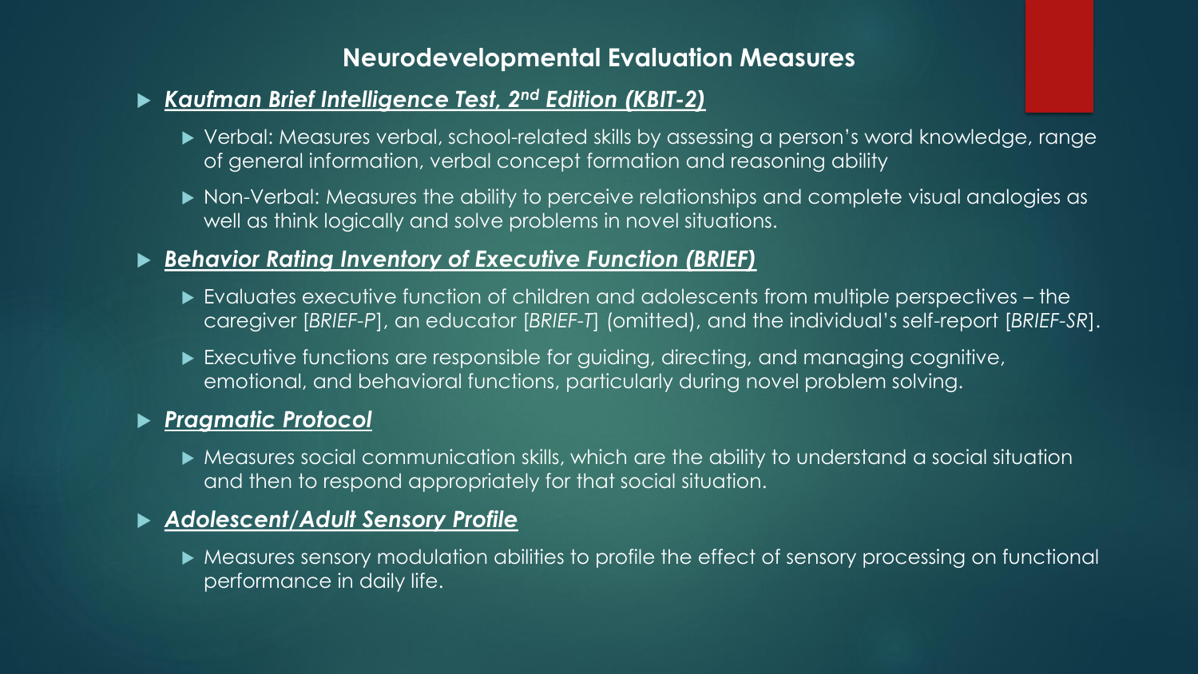## Neurodevelopmental Evaluation Measures

- ***Kaufman Brief Intelligence Test, 2nd Edition (KBIT-2)***
  - Verbal: Measures verbal, school-related skills by assessing a person's word knowledge, range of general information, verbal concept formation and reasoning ability
  - Non-Verbal: Measures the ability to perceive relationships and complete visual analogies as well as think logically and solve problems in novel situations.
- ***Behavior Rating Inventory of Executive Function (BRIEF)***
  - Evaluates executive function of children and adolescents from multiple perspectives – the caregiver [*BRIEF-P*], an educator [*BRIEF-T*] (omitted), and the individual's self-report [*BRIEF-SR*].
  - Executive functions are responsible for guiding, directing, and managing cognitive, emotional, and behavioral functions, particularly during novel problem solving.
- ***Pragmatic Protocol***
  - Measures social communication skills, which are the ability to understand a social situation and then to respond appropriately for that social situation.
- ***Adolescent/Adult Sensory Profile***
  - Measures sensory modulation abilities to profile the effect of sensory processing on functional performance in daily life.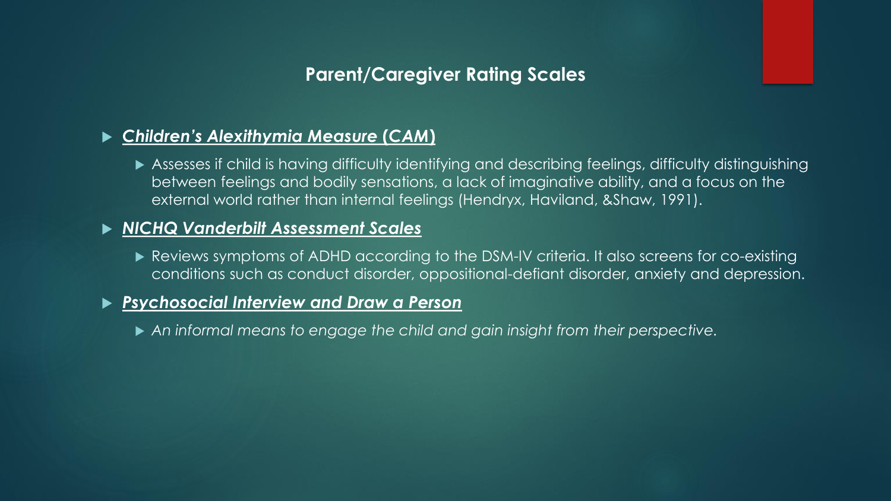## Parent/Caregiver Rating Scales

- ***Children's Alexithymia Measure (CAM)***
  - Assesses if child is having difficulty identifying and describing feelings, difficulty distinguishing between feelings and bodily sensations, a lack of imaginative ability, and a focus on the external world rather than internal feelings (Hendryx, Haviland, &Shaw, 1991).
- ***NICHQ Vanderbilt Assessment Scales***
  - Reviews symptoms of ADHD according to the DSM-IV criteria. It also screens for co-existing conditions such as conduct disorder, oppositional-defiant disorder, anxiety and depression.
- ***Psychosocial Interview and Draw a Person***
  - *An informal means to engage the child and gain insight from their perspective.*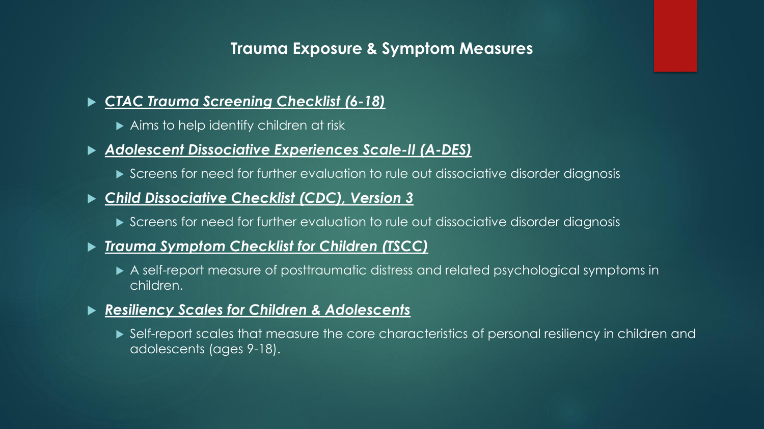## Trauma Exposure & Symptom Measures

- ***CTAC Trauma Screening Checklist (6-18)***
  - Aims to help identify children at risk
- ***Adolescent Dissociative Experiences Scale-II (A-DES)***
  - Screens for need for further evaluation to rule out dissociative disorder diagnosis
- ***Child Dissociative Checklist (CDC), Version 3***
  - Screens for need for further evaluation to rule out dissociative disorder diagnosis
- ***Trauma Symptom Checklist for Children (TSCC)***
  - A self-report measure of posttraumatic distress and related psychological symptoms in children.
- ***Resiliency Scales for Children & Adolescents***
  - Self-report scales that measure the core characteristics of personal resiliency in children and adolescents (ages 9-18).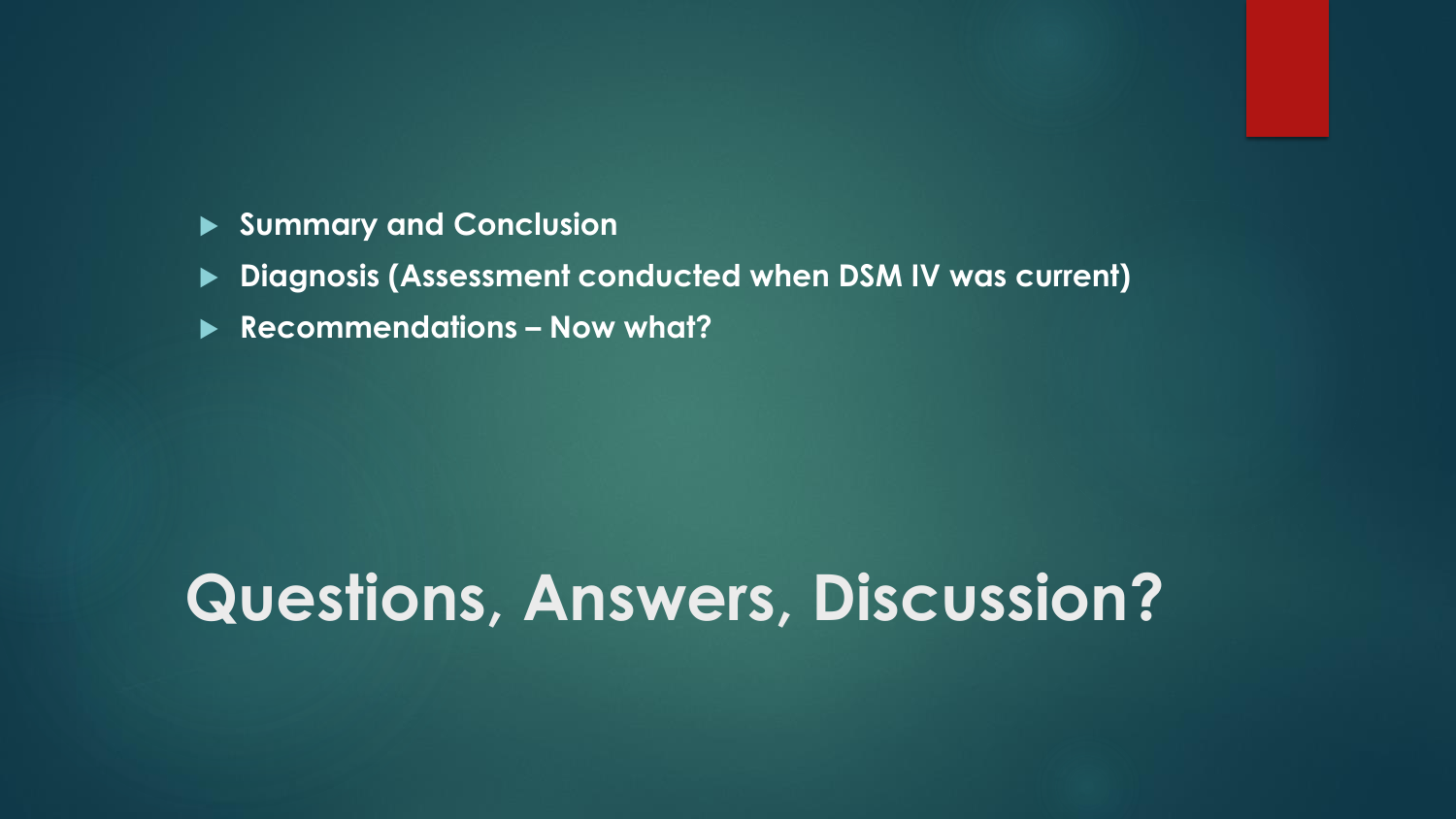- **Summary and Conclusion**
- **Diagnosis (Assessment conducted when DSM IV was current)**
- **Recommendations – Now what?**

# Questions, Answers, Discussion?